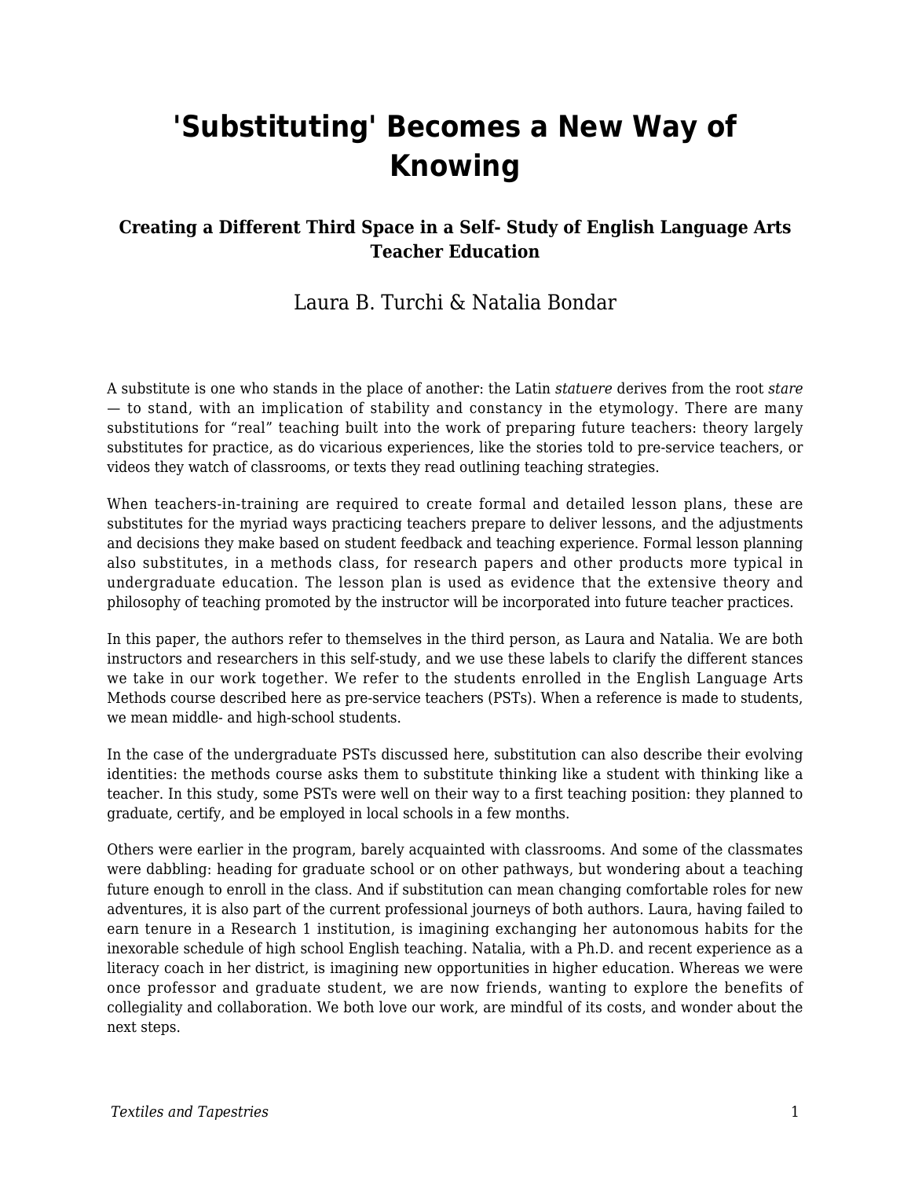# 'Substituting' Becomes a New Way of Knowing

### Creating a Different Third Space in a Self- Study of English Language Arts Teacher Education

Laura B. Turchi & Natalia Bondar

A substitute is one who stands in the place of another: the Latin *statuere* derives from the root *stare* — to stand, with an implication of stability and constancy in the etymology. There are many substitutions for "real" teaching built into the work of preparing future teachers: theory largely substitutes for practice, as do vicarious experiences, like the stories told to pre-service teachers, or videos they watch of classrooms, or texts they read outlining teaching strategies.

When teachers-in-training are required to create formal and detailed lesson plans, these are substitutes for the myriad ways practicing teachers prepare to deliver lessons, and the adjustments and decisions they make based on student feedback and teaching experience. Formal lesson planning also substitutes, in a methods class, for research papers and other products more typical in undergraduate education. The lesson plan is used as evidence that the extensive theory and philosophy of teaching promoted by the instructor will be incorporated into future teacher practices.

In this paper, the authors refer to themselves in the third person, as Laura and Natalia. We are both instructors and researchers in this self-study, and we use these labels to clarify the different stances we take in our work together. We refer to the students enrolled in the English Language Arts Methods course described here as pre-service teachers (PSTs). When a reference is made to students, we mean middle- and high-school students.

In the case of the undergraduate PSTs discussed here, substitution can also describe their evolving identities: the methods course asks them to substitute thinking like a student with thinking like a teacher. In this study, some PSTs were well on their way to a first teaching position: they planned to graduate, certify, and be employed in local schools in a few months.

Others were earlier in the program, barely acquainted with classrooms. And some of the classmates were dabbling: heading for graduate school or on other pathways, but wondering about a teaching future enough to enroll in the class. And if substitution can mean changing comfortable roles for new adventures, it is also part of the current professional journeys of both authors. Laura, having failed to earn tenure in a Research 1 institution, is imagining exchanging her autonomous habits for the inexorable schedule of high school English teaching. Natalia, with a Ph.D. and recent experience as a literacy coach in her district, is imagining new opportunities in higher education. Whereas we were once professor and graduate student, we are now friends, wanting to explore the benefits of collegiality and collaboration. We both love our work, are mindful of its costs, and wonder about the next steps.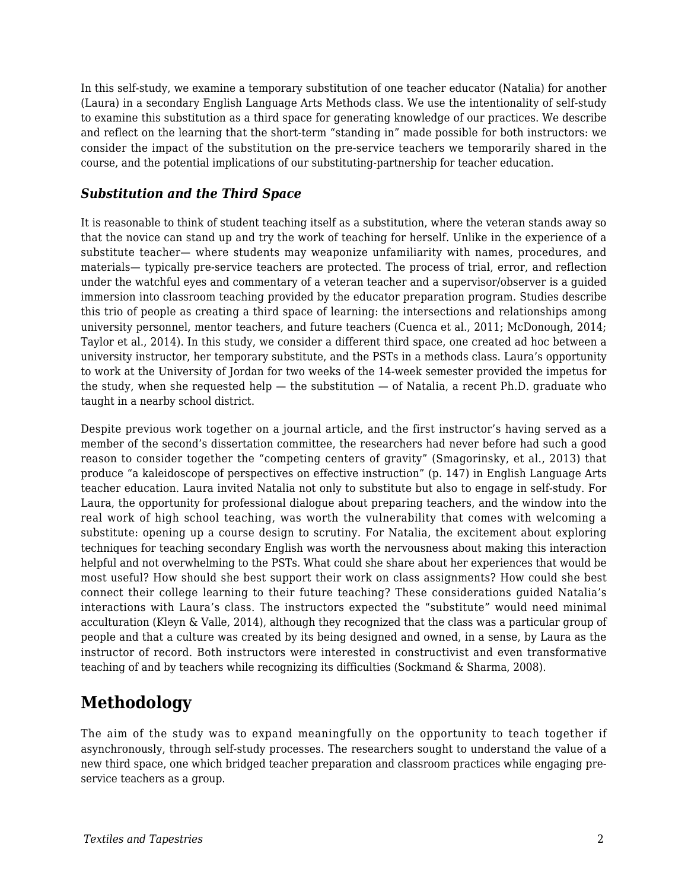In this self-study, we examine a temporary substitution of one teacher educator (Natalia) for another (Laura) in a secondary English Language Arts Methods class. We use the intentionality of self-study to examine this substitution as a third space for generating knowledge of our practices. We describe and reflect on the learning that the short-term "standing in" made possible for both instructors: we consider the impact of the substitution on the pre-service teachers we temporarily shared in the course, and the potential implications of our substituting-partnership for teacher education.

### *Substitution and the Third Space*

It is reasonable to think of student teaching itself as a substitution, where the veteran stands away so that the novice can stand up and try the work of teaching for herself. Unlike in the experience of a substitute teacher— where students may weaponize unfamiliarity with names, procedures, and materials— typically pre-service teachers are protected. The process of trial, error, and reflection under the watchful eyes and commentary of a veteran teacher and a supervisor/observer is a guided immersion into classroom teaching provided by the educator preparation program. Studies describe this trio of people as creating a third space of learning: the intersections and relationships among university personnel, mentor teachers, and future teachers (Cuenca et al., 2011; McDonough, 2014; Taylor et al., 2014). In this study, we consider a different third space, one created ad hoc between a university instructor, her temporary substitute, and the PSTs in a methods class. Laura's opportunity to work at the University of Jordan for two weeks of the 14-week semester provided the impetus for the study, when she requested help — the substitution — of Natalia, a recent Ph.D. graduate who taught in a nearby school district.

Despite previous work together on a journal article, and the first instructor's having served as a member of the second's dissertation committee, the researchers had never before had such a good reason to consider together the "competing centers of gravity" (Smagorinsky, et al., 2013) that produce "a kaleidoscope of perspectives on effective instruction" (p. 147) in English Language Arts teacher education. Laura invited Natalia not only to substitute but also to engage in self-study. For Laura, the opportunity for professional dialogue about preparing teachers, and the window into the real work of high school teaching, was worth the vulnerability that comes with welcoming a substitute: opening up a course design to scrutiny. For Natalia, the excitement about exploring techniques for teaching secondary English was worth the nervousness about making this interaction helpful and not overwhelming to the PSTs. What could she share about her experiences that would be most useful? How should she best support their work on class assignments? How could she best connect their college learning to their future teaching? These considerations guided Natalia's interactions with Laura's class. The instructors expected the "substitute" would need minimal acculturation (Kleyn & Valle, 2014), although they recognized that the class was a particular group of people and that a culture was created by its being designed and owned, in a sense, by Laura as the instructor of record. Both instructors were interested in constructivist and even transformative teaching of and by teachers while recognizing its difficulties (Sockmand & Sharma, 2008).

## Methodology

The aim of the study was to expand meaningfully on the opportunity to teach together if asynchronously, through self-study processes. The researchers sought to understand the value of a new third space, one which bridged teacher preparation and classroom practices while engaging pre-service teachers as a group.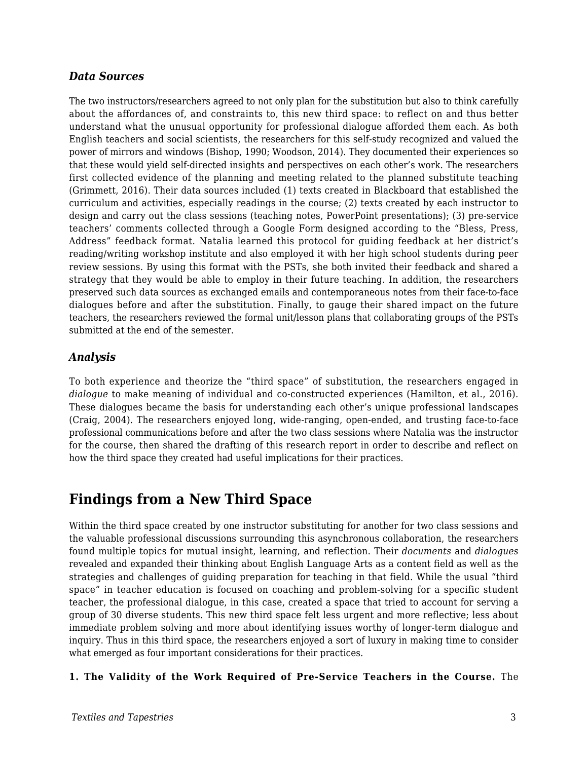### *Data Sources*

The two instructors/researchers agreed to not only plan for the substitution but also to think carefully about the affordances of, and constraints to, this new third space: to reflect on and thus better understand what the unusual opportunity for professional dialogue afforded them each. As both English teachers and social scientists, the researchers for this self-study recognized and valued the power of mirrors and windows (Bishop, 1990; Woodson, 2014). They documented their experiences so that these would yield self-directed insights and perspectives on each other's work. The researchers first collected evidence of the planning and meeting related to the planned substitute teaching (Grimmett, 2016). Their data sources included (1) texts created in Blackboard that established the curriculum and activities, especially readings in the course; (2) texts created by each instructor to design and carry out the class sessions (teaching notes, PowerPoint presentations); (3) pre-service teachers' comments collected through a Google Form designed according to the "Bless, Press, Address" feedback format. Natalia learned this protocol for guiding feedback at her district's reading/writing workshop institute and also employed it with her high school students during peer review sessions. By using this format with the PSTs, she both invited their feedback and shared a strategy that they would be able to employ in their future teaching. In addition, the researchers preserved such data sources as exchanged emails and contemporaneous notes from their face-to-face dialogues before and after the substitution. Finally, to gauge their shared impact on the future teachers, the researchers reviewed the formal unit/lesson plans that collaborating groups of the PSTs submitted at the end of the semester.

### *Analysis*

To both experience and theorize the "third space" of substitution, the researchers engaged in *dialogue* to make meaning of individual and co-constructed experiences (Hamilton, et al., 2016). These dialogues became the basis for understanding each other's unique professional landscapes (Craig, 2004). The researchers enjoyed long, wide-ranging, open-ended, and trusting face-to-face professional communications before and after the two class sessions where Natalia was the instructor for the course, then shared the drafting of this research report in order to describe and reflect on how the third space they created had useful implications for their practices.

## Findings from a New Third Space

Within the third space created by one instructor substituting for another for two class sessions and the valuable professional discussions surrounding this asynchronous collaboration, the researchers found multiple topics for mutual insight, learning, and reflection. Their *documents* and *dialogues* revealed and expanded their thinking about English Language Arts as a content field as well as the strategies and challenges of guiding preparation for teaching in that field. While the usual "third space" in teacher education is focused on coaching and problem-solving for a specific student teacher, the professional dialogue, in this case, created a space that tried to account for serving a group of 30 diverse students. This new third space felt less urgent and more reflective; less about immediate problem solving and more about identifying issues worthy of longer-term dialogue and inquiry. Thus in this third space, the researchers enjoyed a sort of luxury in making time to consider what emerged as four important considerations for their practices.

**1. The Validity of the Work Required of Pre-Service Teachers in the Course.** The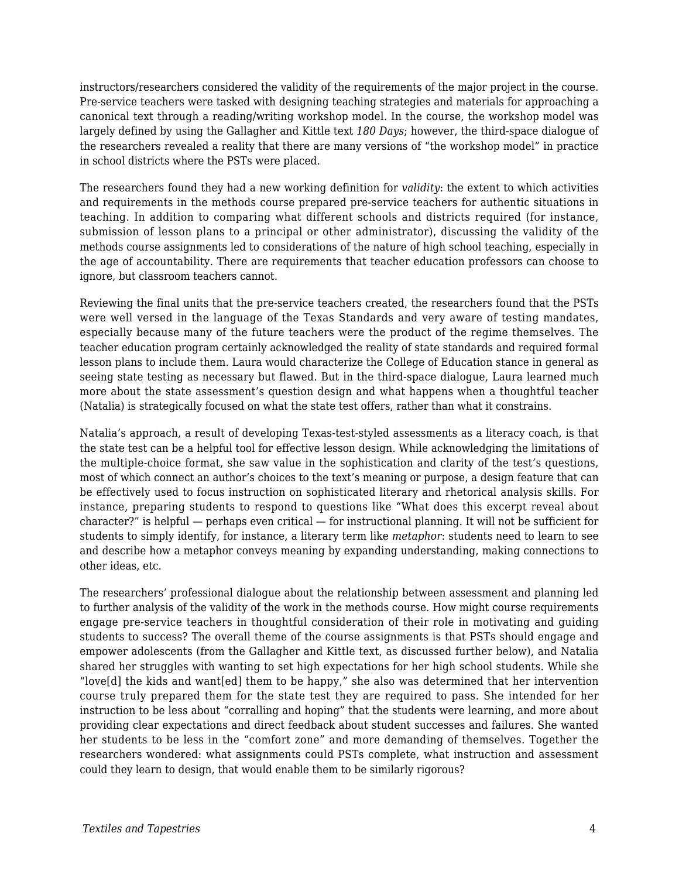instructors/researchers considered the validity of the requirements of the major project in the course. Pre-service teachers were tasked with designing teaching strategies and materials for approaching a canonical text through a reading/writing workshop model. In the course, the workshop model was largely defined by using the Gallagher and Kittle text *180 Days*; however, the third-space dialogue of the researchers revealed a reality that there are many versions of "the workshop model" in practice in school districts where the PSTs were placed.

The researchers found they had a new working definition for *validity*: the extent to which activities and requirements in the methods course prepared pre-service teachers for authentic situations in teaching. In addition to comparing what different schools and districts required (for instance, submission of lesson plans to a principal or other administrator), discussing the validity of the methods course assignments led to considerations of the nature of high school teaching, especially in the age of accountability. There are requirements that teacher education professors can choose to ignore, but classroom teachers cannot.

Reviewing the final units that the pre-service teachers created, the researchers found that the PSTs were well versed in the language of the Texas Standards and very aware of testing mandates, especially because many of the future teachers were the product of the regime themselves. The teacher education program certainly acknowledged the reality of state standards and required formal lesson plans to include them. Laura would characterize the College of Education stance in general as seeing state testing as necessary but flawed. But in the third-space dialogue, Laura learned much more about the state assessment's question design and what happens when a thoughtful teacher (Natalia) is strategically focused on what the state test offers, rather than what it constrains.

Natalia's approach, a result of developing Texas-test-styled assessments as a literacy coach, is that the state test can be a helpful tool for effective lesson design. While acknowledging the limitations of the multiple-choice format, she saw value in the sophistication and clarity of the test's questions, most of which connect an author's choices to the text's meaning or purpose, a design feature that can be effectively used to focus instruction on sophisticated literary and rhetorical analysis skills. For instance, preparing students to respond to questions like "What does this excerpt reveal about character?" is helpful — perhaps even critical — for instructional planning. It will not be sufficient for students to simply identify, for instance, a literary term like *metaphor*: students need to learn to see and describe how a metaphor conveys meaning by expanding understanding, making connections to other ideas, etc.

The researchers' professional dialogue about the relationship between assessment and planning led to further analysis of the validity of the work in the methods course. How might course requirements engage pre-service teachers in thoughtful consideration of their role in motivating and guiding students to success? The overall theme of the course assignments is that PSTs should engage and empower adolescents (from the Gallagher and Kittle text, as discussed further below), and Natalia shared her struggles with wanting to set high expectations for her high school students. While she "love[d] the kids and want[ed] them to be happy," she also was determined that her intervention course truly prepared them for the state test they are required to pass. She intended for her instruction to be less about "corralling and hoping" that the students were learning, and more about providing clear expectations and direct feedback about student successes and failures. She wanted her students to be less in the "comfort zone" and more demanding of themselves. Together the researchers wondered: what assignments could PSTs complete, what instruction and assessment could they learn to design, that would enable them to be similarly rigorous?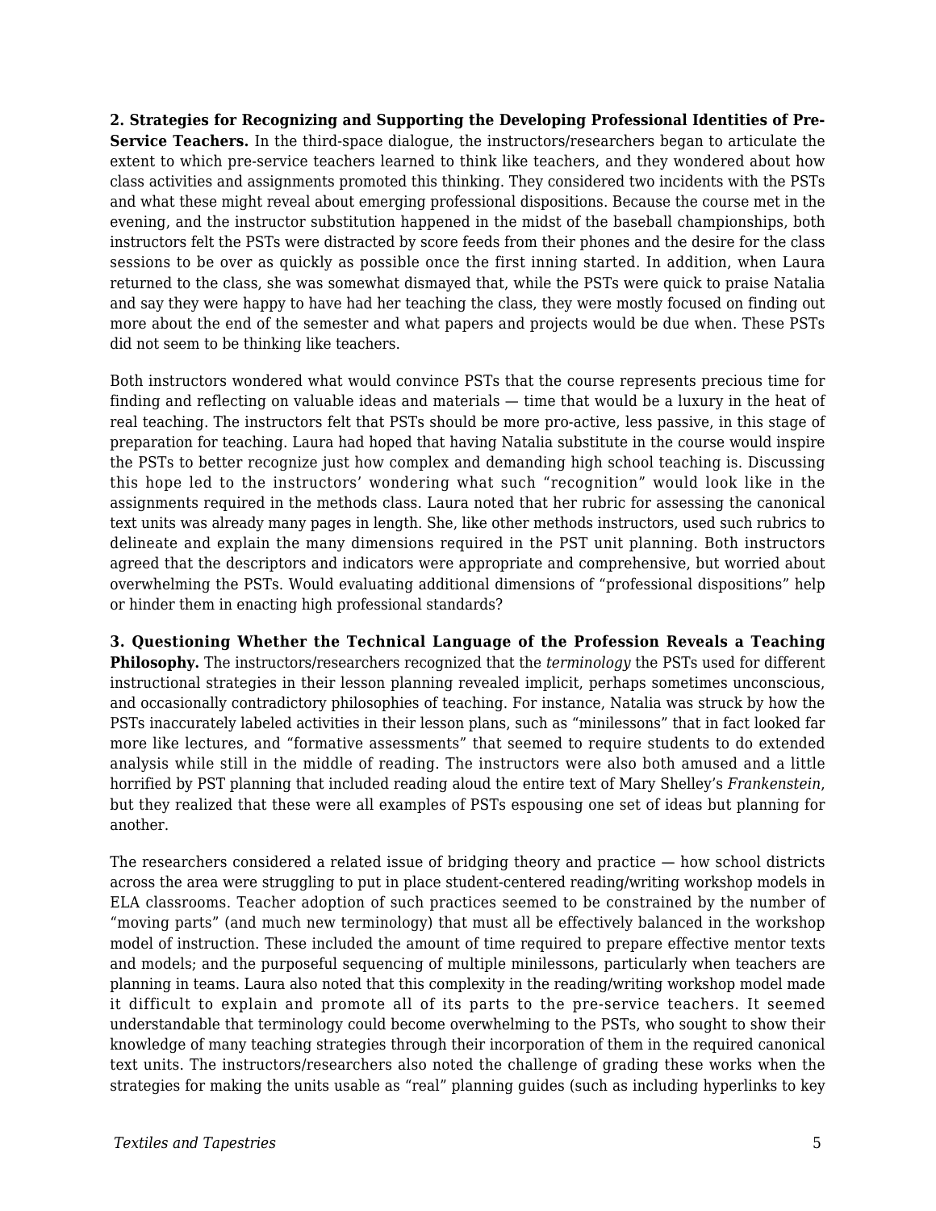**2. Strategies for Recognizing and Supporting the Developing Professional Identities of Pre-Service Teachers.** In the third-space dialogue, the instructors/researchers began to articulate the extent to which pre-service teachers learned to think like teachers, and they wondered about how class activities and assignments promoted this thinking. They considered two incidents with the PSTs and what these might reveal about emerging professional dispositions. Because the course met in the evening, and the instructor substitution happened in the midst of the baseball championships, both instructors felt the PSTs were distracted by score feeds from their phones and the desire for the class sessions to be over as quickly as possible once the first inning started. In addition, when Laura returned to the class, she was somewhat dismayed that, while the PSTs were quick to praise Natalia and say they were happy to have had her teaching the class, they were mostly focused on finding out more about the end of the semester and what papers and projects would be due when. These PSTs did not seem to be thinking like teachers.

Both instructors wondered what would convince PSTs that the course represents precious time for finding and reflecting on valuable ideas and materials — time that would be a luxury in the heat of real teaching. The instructors felt that PSTs should be more pro-active, less passive, in this stage of preparation for teaching. Laura had hoped that having Natalia substitute in the course would inspire the PSTs to better recognize just how complex and demanding high school teaching is. Discussing this hope led to the instructors' wondering what such "recognition" would look like in the assignments required in the methods class. Laura noted that her rubric for assessing the canonical text units was already many pages in length. She, like other methods instructors, used such rubrics to delineate and explain the many dimensions required in the PST unit planning. Both instructors agreed that the descriptors and indicators were appropriate and comprehensive, but worried about overwhelming the PSTs. Would evaluating additional dimensions of "professional dispositions" help or hinder them in enacting high professional standards?

**3. Questioning Whether the Technical Language of the Profession Reveals a Teaching Philosophy.** The instructors/researchers recognized that the *terminology* the PSTs used for different instructional strategies in their lesson planning revealed implicit, perhaps sometimes unconscious, and occasionally contradictory philosophies of teaching. For instance, Natalia was struck by how the PSTs inaccurately labeled activities in their lesson plans, such as "minilessons" that in fact looked far more like lectures, and "formative assessments" that seemed to require students to do extended analysis while still in the middle of reading. The instructors were also both amused and a little horrified by PST planning that included reading aloud the entire text of Mary Shelley's *Frankenstein*, but they realized that these were all examples of PSTs espousing one set of ideas but planning for another.

The researchers considered a related issue of bridging theory and practice — how school districts across the area were struggling to put in place student-centered reading/writing workshop models in ELA classrooms. Teacher adoption of such practices seemed to be constrained by the number of "moving parts" (and much new terminology) that must all be effectively balanced in the workshop model of instruction. These included the amount of time required to prepare effective mentor texts and models; and the purposeful sequencing of multiple minilessons, particularly when teachers are planning in teams. Laura also noted that this complexity in the reading/writing workshop model made it difficult to explain and promote all of its parts to the pre-service teachers. It seemed understandable that terminology could become overwhelming to the PSTs, who sought to show their knowledge of many teaching strategies through their incorporation of them in the required canonical text units. The instructors/researchers also noted the challenge of grading these works when the strategies for making the units usable as "real" planning guides (such as including hyperlinks to key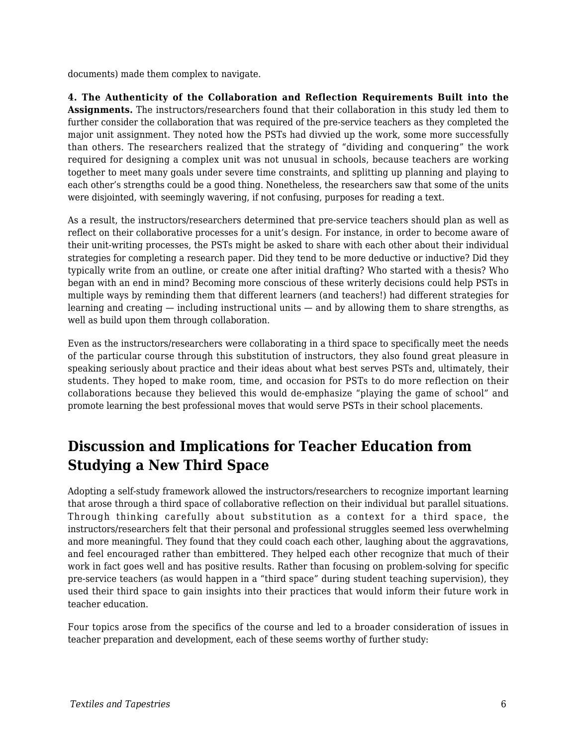documents) made them complex to navigate.

**4. The Authenticity of the Collaboration and Reflection Requirements Built into the Assignments.** The instructors/researchers found that their collaboration in this study led them to further consider the collaboration that was required of the pre-service teachers as they completed the major unit assignment. They noted how the PSTs had divvied up the work, some more successfully than others. The researchers realized that the strategy of "dividing and conquering" the work required for designing a complex unit was not unusual in schools, because teachers are working together to meet many goals under severe time constraints, and splitting up planning and playing to each other's strengths could be a good thing. Nonetheless, the researchers saw that some of the units were disjointed, with seemingly wavering, if not confusing, purposes for reading a text.

As a result, the instructors/researchers determined that pre-service teachers should plan as well as reflect on their collaborative processes for a unit's design. For instance, in order to become aware of their unit-writing processes, the PSTs might be asked to share with each other about their individual strategies for completing a research paper. Did they tend to be more deductive or inductive? Did they typically write from an outline, or create one after initial drafting? Who started with a thesis? Who began with an end in mind? Becoming more conscious of these writerly decisions could help PSTs in multiple ways by reminding them that different learners (and teachers!) had different strategies for learning and creating — including instructional units — and by allowing them to share strengths, as well as build upon them through collaboration.

Even as the instructors/researchers were collaborating in a third space to specifically meet the needs of the particular course through this substitution of instructors, they also found great pleasure in speaking seriously about practice and their ideas about what best serves PSTs and, ultimately, their students. They hoped to make room, time, and occasion for PSTs to do more reflection on their collaborations because they believed this would de-emphasize "playing the game of school" and promote learning the best professional moves that would serve PSTs in their school placements.

## Discussion and Implications for Teacher Education from Studying a New Third Space

Adopting a self-study framework allowed the instructors/researchers to recognize important learning that arose through a third space of collaborative reflection on their individual but parallel situations. Through thinking carefully about substitution as a context for a third space, the instructors/researchers felt that their personal and professional struggles seemed less overwhelming and more meaningful. They found that they could coach each other, laughing about the aggravations, and feel encouraged rather than embittered. They helped each other recognize that much of their work in fact goes well and has positive results. Rather than focusing on problem-solving for specific pre-service teachers (as would happen in a "third space" during student teaching supervision), they used their third space to gain insights into their practices that would inform their future work in teacher education.

Four topics arose from the specifics of the course and led to a broader consideration of issues in teacher preparation and development, each of these seems worthy of further study: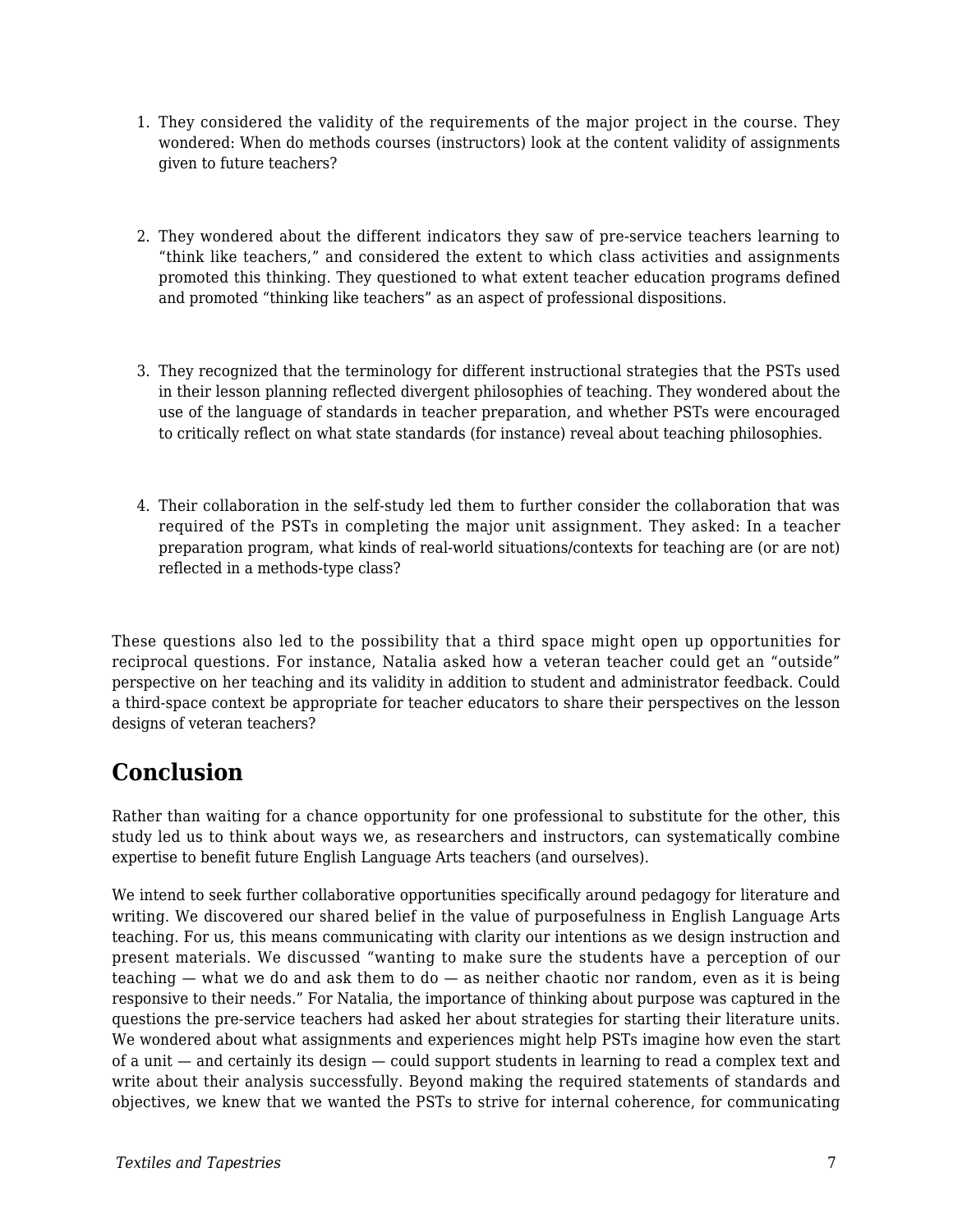1. They considered the validity of the requirements of the major project in the course. They wondered: When do methods courses (instructors) look at the content validity of assignments given to future teachers?

2. They wondered about the different indicators they saw of pre-service teachers learning to "think like teachers," and considered the extent to which class activities and assignments promoted this thinking. They questioned to what extent teacher education programs defined and promoted "thinking like teachers" as an aspect of professional dispositions.

3. They recognized that the terminology for different instructional strategies that the PSTs used in their lesson planning reflected divergent philosophies of teaching. They wondered about the use of the language of standards in teacher preparation, and whether PSTs were encouraged to critically reflect on what state standards (for instance) reveal about teaching philosophies.

4. Their collaboration in the self-study led them to further consider the collaboration that was required of the PSTs in completing the major unit assignment. They asked: In a teacher preparation program, what kinds of real-world situations/contexts for teaching are (or are not) reflected in a methods-type class?

These questions also led to the possibility that a third space might open up opportunities for reciprocal questions. For instance, Natalia asked how a veteran teacher could get an "outside" perspective on her teaching and its validity in addition to student and administrator feedback. Could a third-space context be appropriate for teacher educators to share their perspectives on the lesson designs of veteran teachers?

## Conclusion

Rather than waiting for a chance opportunity for one professional to substitute for the other, this study led us to think about ways we, as researchers and instructors, can systematically combine expertise to benefit future English Language Arts teachers (and ourselves).

We intend to seek further collaborative opportunities specifically around pedagogy for literature and writing. We discovered our shared belief in the value of purposefulness in English Language Arts teaching. For us, this means communicating with clarity our intentions as we design instruction and present materials. We discussed "wanting to make sure the students have a perception of our teaching — what we do and ask them to do — as neither chaotic nor random, even as it is being responsive to their needs." For Natalia, the importance of thinking about purpose was captured in the questions the pre-service teachers had asked her about strategies for starting their literature units. We wondered about what assignments and experiences might help PSTs imagine how even the start of a unit — and certainly its design — could support students in learning to read a complex text and write about their analysis successfully. Beyond making the required statements of standards and objectives, we knew that we wanted the PSTs to strive for internal coherence, for communicating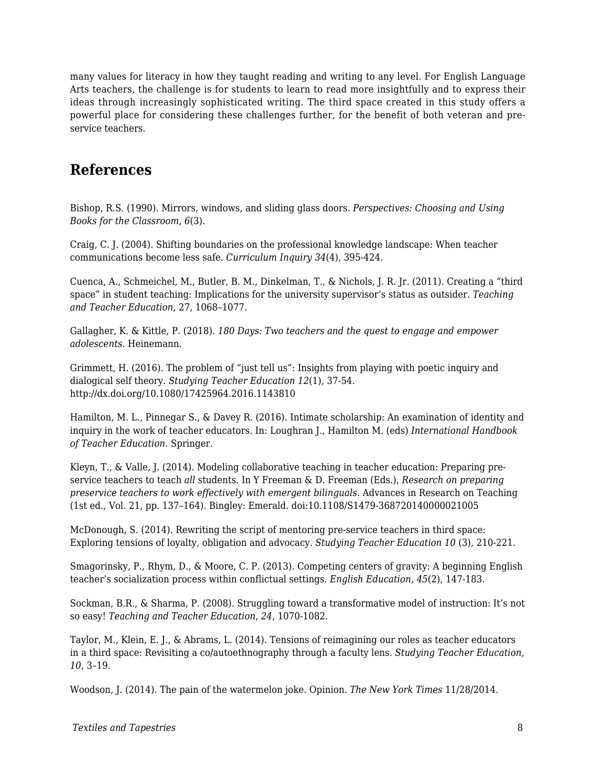many values for literacy in how they taught reading and writing to any level. For English Language Arts teachers, the challenge is for students to learn to read more insightfully and to express their ideas through increasingly sophisticated writing. The third space created in this study offers a powerful place for considering these challenges further, for the benefit of both veteran and pre-service teachers.

## References

Bishop, R.S. (1990). Mirrors, windows, and sliding glass doors. *Perspectives: Choosing and Using Books for the Classroom*, *6*(3).

Craig, C. J. (2004). Shifting boundaries on the professional knowledge landscape: When teacher communications become less safe. *Curriculum Inquiry 34*(4), 395-424.

Cuenca, A., Schmeichel, M., Butler, B. M., Dinkelman, T., & Nichols, J. R. Jr. (2011). Creating a "third space" in student teaching: Implications for the university supervisor's status as outsider. *Teaching and Teacher Education*, 27, 1068–1077.

Gallagher, K. & Kittle, P. (2018). *180 Days: Two teachers and the quest to engage and empower adolescents*. Heinemann.

Grimmett, H. (2016). The problem of "just tell us": Insights from playing with poetic inquiry and dialogical self theory. *Studying Teacher Education 12*(1), 37-54. http://dx.doi.org/10.1080/17425964.2016.1143810

Hamilton, M. L., Pinnegar S., & Davey R. (2016). Intimate scholarship: An examination of identity and inquiry in the work of teacher educators. In: Loughran J., Hamilton M. (eds) *International Handbook of Teacher Education.* Springer.

Kleyn, T., & Valle, J. (2014). Modeling collaborative teaching in teacher education: Preparing pre-service teachers to teach *all* students. In Y Freeman & D. Freeman (Eds.), *Research on preparing preservice teachers to work effectively with emergent bilinguals.* Advances in Research on Teaching (1st ed., Vol. 21, pp. 137–164). Bingley: Emerald. doi:10.1108/S1479-368720140000021005

McDonough, S. (2014). Rewriting the script of mentoring pre-service teachers in third space: Exploring tensions of loyalty, obligation and advocacy. *Studying Teacher Education 10* (3), 210-221.

Smagorinsky, P., Rhym, D., & Moore, C. P. (2013). Competing centers of gravity: A beginning English teacher's socialization process within conflictual settings. *English Education*, *45*(2), 147-183.

Sockman, B.R., & Sharma, P. (2008). Struggling toward a transformative model of instruction: It's not so easy! *Teaching and Teacher Education*, *24*, 1070-1082.

Taylor, M., Klein, E. J., & Abrams, L. (2014). Tensions of reimagining our roles as teacher educators in a third space: Revisiting a co/autoethnography through a faculty lens. *Studying Teacher Education*, *10*, 3–19.

Woodson, J. (2014). The pain of the watermelon joke. Opinion. *The New York Times* 11/28/2014.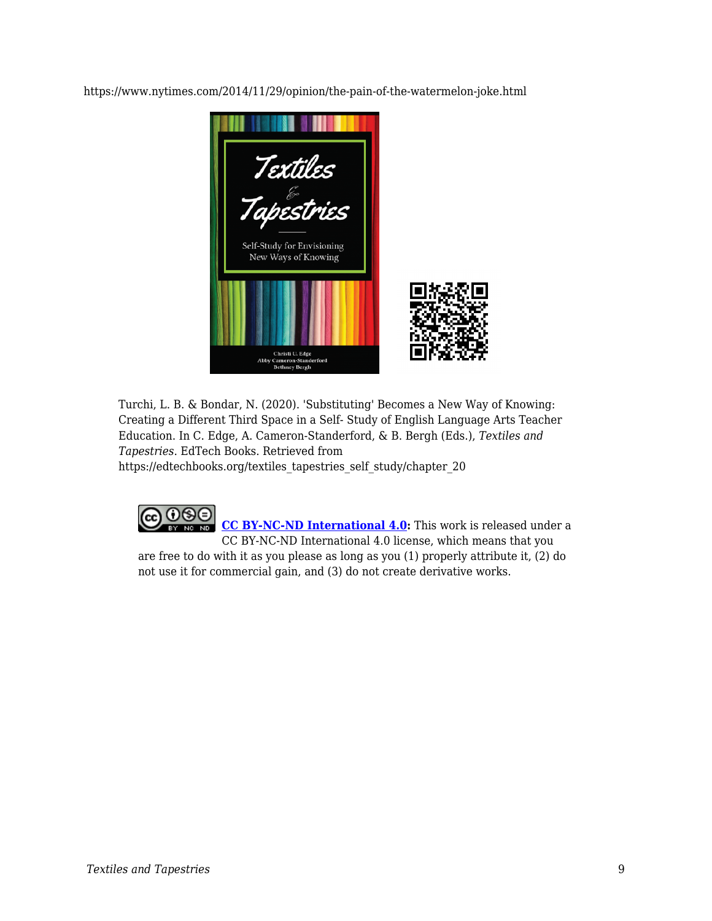https://www.nytimes.com/2014/11/29/opinion/the-pain-of-the-watermelon-joke.html

Turchi, L. B. & Bondar, N. (2020). 'Substituting' Becomes a New Way of Knowing: Creating a Different Third Space in a Self- Study of English Language Arts Teacher Education. In C. Edge, A. Cameron-Standerford, & B. Bergh (Eds.), *Textiles and Tapestries*. EdTech Books. Retrieved from https://edtechbooks.org/textiles_tapestries_self_study/chapter_20

**[CC BY-NC-ND International 4.0](https://creativecommons.org/licenses/by-nc-nd/4.0/):** This work is released under a CC BY-NC-ND International 4.0 license, which means that you are free to do with it as you please as long as you (1) properly attribute it, (2) do not use it for commercial gain, and (3) do not create derivative works.